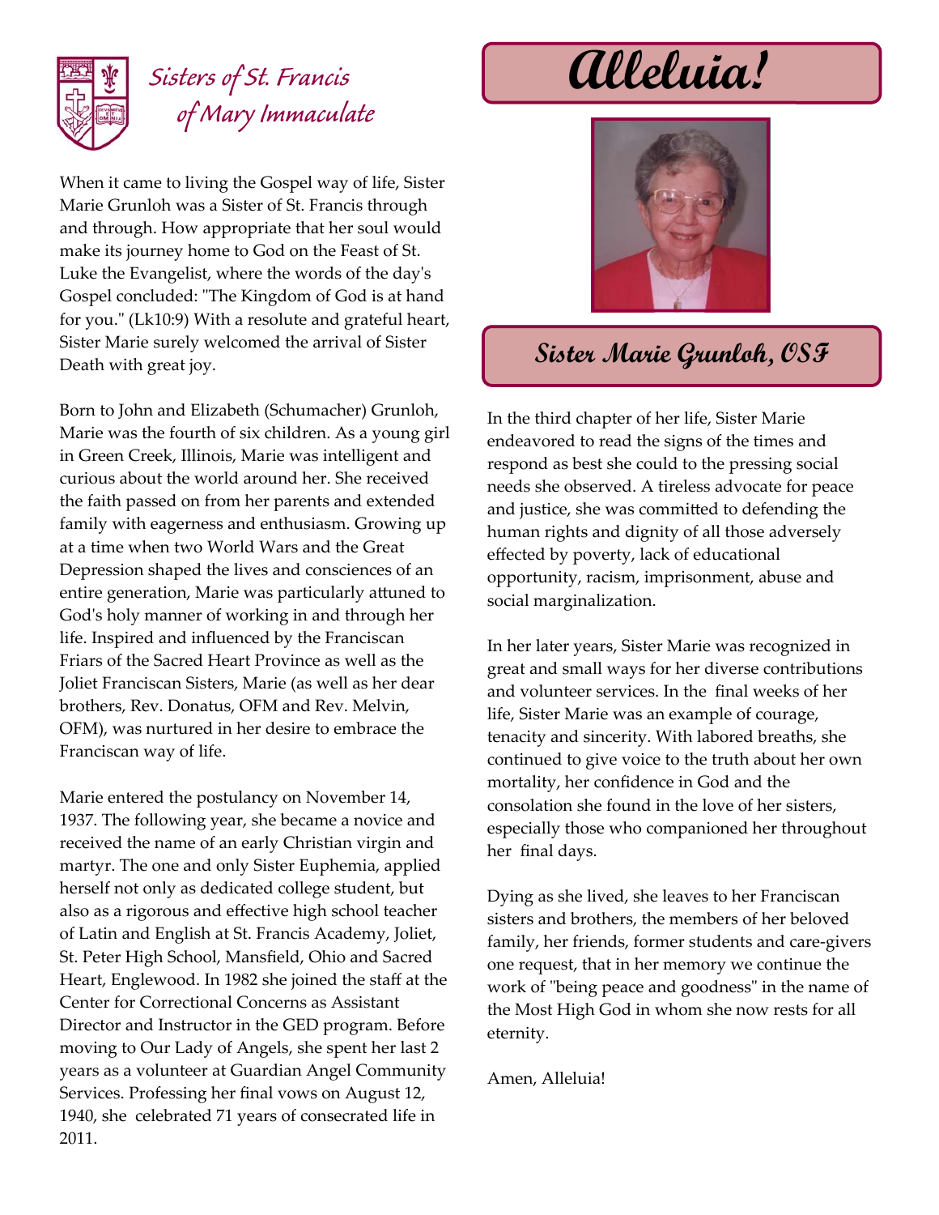## Sisters of St. Francis of Mary Immaculate

# Alleluia!

## Sister Marie Grunloh, OSF

When it came to living the Gospel way of life, Sister Marie Grunloh was a Sister of St. Francis through and through. How appropriate that her soul would make its journey home to God on the Feast of St. Luke the Evangelist, where the words of the day's Gospel concluded: "The Kingdom of God is at hand for you." (Lk10:9) With a resolute and grateful heart, Sister Marie surely welcomed the arrival of Sister Death with great joy.

Born to John and Elizabeth (Schumacher) Grunloh, Marie was the fourth of six children. As a young girl in Green Creek, Illinois, Marie was intelligent and curious about the world around her. She received the faith passed on from her parents and extended family with eagerness and enthusiasm. Growing up at a time when two World Wars and the Great Depression shaped the lives and consciences of an entire generation, Marie was particularly attuned to God's holy manner of working in and through her life. Inspired and influenced by the Franciscan Friars of the Sacred Heart Province as well as the Joliet Franciscan Sisters, Marie (as well as her dear brothers, Rev. Donatus, OFM and Rev. Melvin, OFM), was nurtured in her desire to embrace the Franciscan way of life.

Marie entered the postulancy on November 14, 1937. The following year, she became a novice and received the name of an early Christian virgin and martyr. The one and only Sister Euphemia, applied herself not only as dedicated college student, but also as a rigorous and effective high school teacher of Latin and English at St. Francis Academy, Joliet, St. Peter High School, Mansfield, Ohio and Sacred Heart, Englewood. In 1982 she joined the staff at the Center for Correctional Concerns as Assistant Director and Instructor in the GED program. Before moving to Our Lady of Angels, she spent her last 2 years as a volunteer at Guardian Angel Community Services. Professing her final vows on August 12, 1940, she celebrated 71 years of consecrated life in 2011.

In the third chapter of her life, Sister Marie endeavored to read the signs of the times and respond as best she could to the pressing social needs she observed. A tireless advocate for peace and justice, she was committed to defending the human rights and dignity of all those adversely effected by poverty, lack of educational opportunity, racism, imprisonment, abuse and social marginalization.

In her later years, Sister Marie was recognized in great and small ways for her diverse contributions and volunteer services. In the final weeks of her life, Sister Marie was an example of courage, tenacity and sincerity. With labored breaths, she continued to give voice to the truth about her own mortality, her confidence in God and the consolation she found in the love of her sisters, especially those who companioned her throughout her final days.

Dying as she lived, she leaves to her Franciscan sisters and brothers, the members of her beloved family, her friends, former students and care-givers one request, that in her memory we continue the work of "being peace and goodness" in the name of the Most High God in whom she now rests for all eternity.

Amen, Alleluia!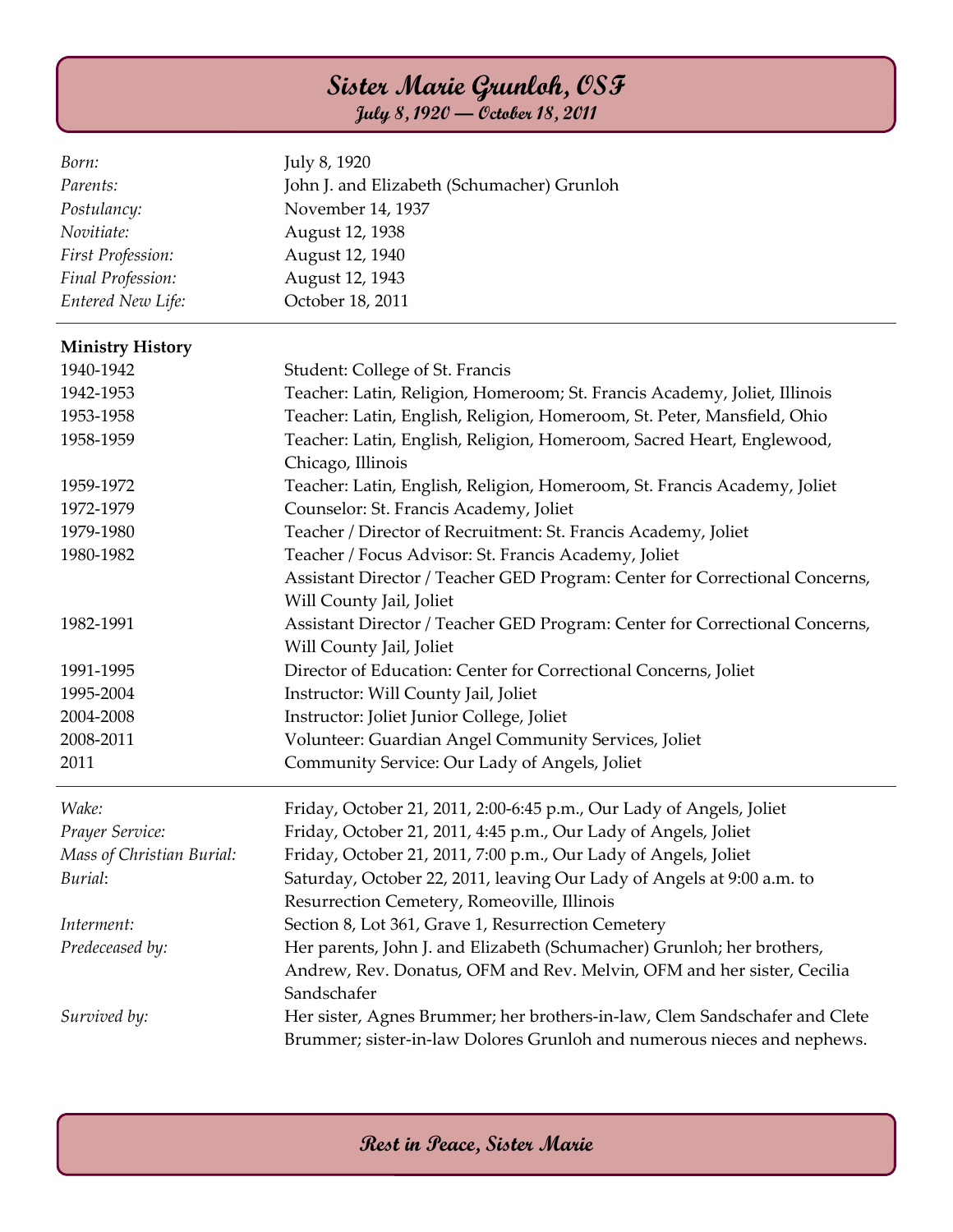# Sister Marie Grunloh, OSF

**July 8, 1920 — October 18, 2011**

| | |
|---|---|
| *Born:* | July 8, 1920 |
| *Parents:* | John J. and Elizabeth (Schumacher) Grunloh |
| *Postulancy:* | November 14, 1937 |
| *Novitiate:* | August 12, 1938 |
| *First Profession:* | August 12, 1940 |
| *Final Profession:* | August 12, 1943 |
| *Entered New Life:* | October 18, 2011 |

**Ministry History**

| | |
|---|---|
| 1940-1942 | Student: College of St. Francis |
| 1942-1953 | Teacher: Latin, Religion, Homeroom; St. Francis Academy, Joliet, Illinois |
| 1953-1958 | Teacher: Latin, English, Religion, Homeroom, St. Peter, Mansfield, Ohio |
| 1958-1959 | Teacher: Latin, English, Religion, Homeroom, Sacred Heart, Englewood, Chicago, Illinois |
| 1959-1972 | Teacher: Latin, English, Religion, Homeroom, St. Francis Academy, Joliet |
| 1972-1979 | Counselor: St. Francis Academy, Joliet |
| 1979-1980 | Teacher / Director of Recruitment: St. Francis Academy, Joliet |
| 1980-1982 | Teacher / Focus Advisor: St. Francis Academy, Joliet |
| | Assistant Director / Teacher GED Program: Center for Correctional Concerns, Will County Jail, Joliet |
| 1982-1991 | Assistant Director / Teacher GED Program: Center for Correctional Concerns, Will County Jail, Joliet |
| 1991-1995 | Director of Education: Center for Correctional Concerns, Joliet |
| 1995-2004 | Instructor: Will County Jail, Joliet |
| 2004-2008 | Instructor: Joliet Junior College, Joliet |
| 2008-2011 | Volunteer: Guardian Angel Community Services, Joliet |
| 2011 | Community Service: Our Lady of Angels, Joliet |

| | |
|---|---|
| *Wake:* | Friday, October 21, 2011, 2:00-6:45 p.m., Our Lady of Angels, Joliet |
| *Prayer Service:* | Friday, October 21, 2011, 4:45 p.m., Our Lady of Angels, Joliet |
| *Mass of Christian Burial:* | Friday, October 21, 2011, 7:00 p.m., Our Lady of Angels, Joliet |
| *Burial:* | Saturday, October 22, 2011, leaving Our Lady of Angels at 9:00 a.m. to Resurrection Cemetery, Romeoville, Illinois |
| *Interment:* | Section 8, Lot 361, Grave 1, Resurrection Cemetery |
| *Predeceased by:* | Her parents, John J. and Elizabeth (Schumacher) Grunloh; her brothers, Andrew, Rev. Donatus, OFM and Rev. Melvin, OFM and her sister, Cecilia Sandschafer |
| *Survived by:* | Her sister, Agnes Brummer; her brothers-in-law, Clem Sandschafer and Clete Brummer; sister-in-law Dolores Grunloh and numerous nieces and nephews. |

**Rest in Peace, Sister Marie**